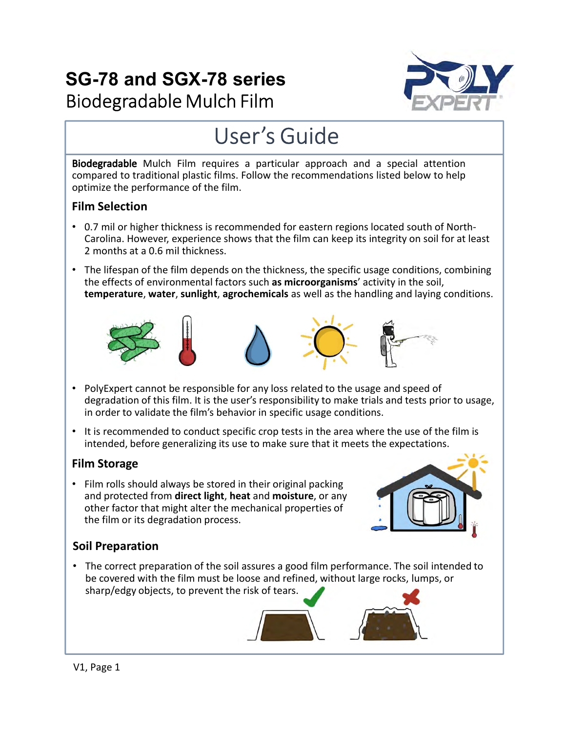# SG-78 and SGX-78 series

Biodegradable Mulch Film

## User's Guide

**Biodegradable** Mulch Film requires a particular approach and a special attention compared to traditional plastic films. Follow the recommendations listed below to help optimize the performance of the film.

### Film Selection

- 0.7 mil or higher thickness is recommended for eastern regions located south of North-Carolina. However, experience shows that the film can keep its integrity on soil for at least 2 months at a 0.6 mil thickness.
- The lifespan of the film depends on the thickness, the specific usage conditions, combining the effects of environmental factors such **as microorganisms**' activity in the soil, **temperature**, **water**, **sunlight**, **agrochemicals** as well as the handling and laying conditions.
- PolyExpert cannot be responsible for any loss related to the usage and speed of degradation of this film. It is the user's responsibility to make trials and tests prior to usage, in order to validate the film's behavior in specific usage conditions.
- It is recommended to conduct specific crop tests in the area where the use of the film is intended, before generalizing its use to make sure that it meets the expectations.

### Film Storage

- Film rolls should always be stored in their original packing and protected from **direct light**, **heat** and **moisture**, or any other factor that might alter the mechanical properties of the film or its degradation process.

### Soil Preparation

- The correct preparation of the soil assures a good film performance. The soil intended to be covered with the film must be loose and refined, without large rocks, lumps, or sharp/edgy objects, to prevent the risk of tears.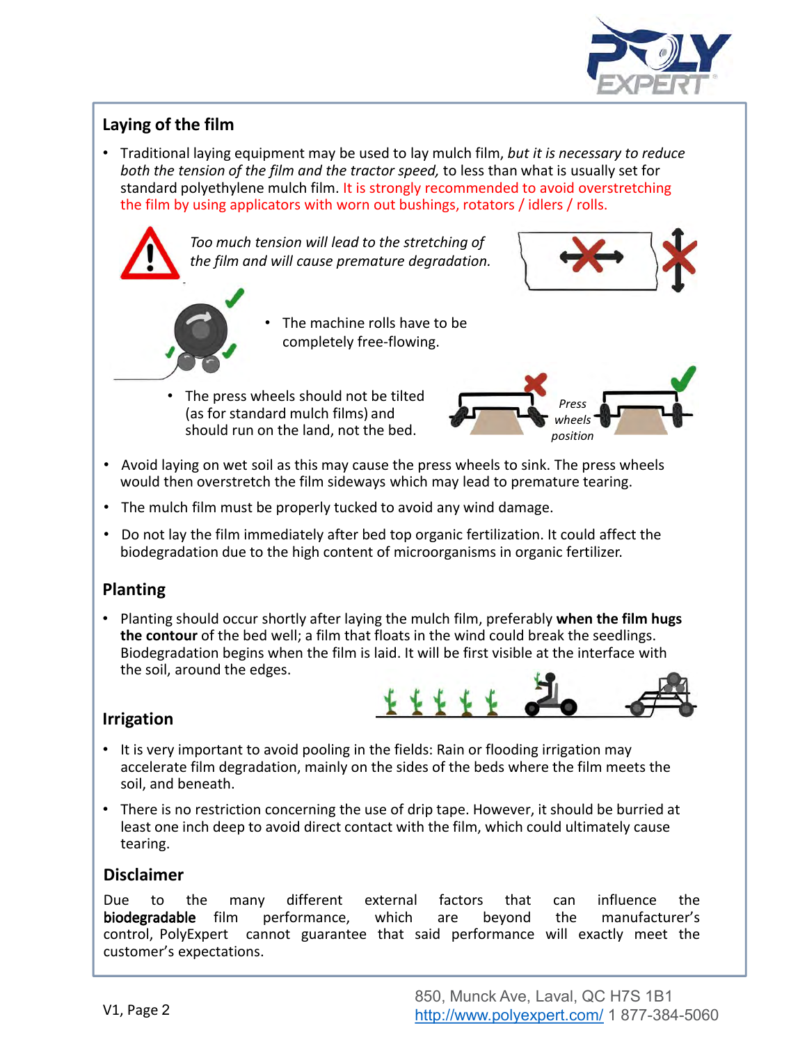## Laying of the film

- Traditional laying equipment may be used to lay mulch film, *but it is necessary to reduce both the tension of the film and the tractor speed,* to less than what is usually set for standard polyethylene mulch film. It is strongly recommended to avoid overstretching the film by using applicators with worn out bushings, rotators / idlers / rolls.

*Too much tension will lead to the stretching of the film and will cause premature degradation.*

- The machine rolls have to be completely free-flowing.

- The press wheels should not be tilted (as for standard mulch films) and should run on the land, not the bed.

*Press wheels position*

- Avoid laying on wet soil as this may cause the press wheels to sink. The press wheels would then overstretch the film sideways which may lead to premature tearing.
- The mulch film must be properly tucked to avoid any wind damage.
- Do not lay the film immediately after bed top organic fertilization. It could affect the biodegradation due to the high content of microorganisms in organic fertilizer.

## Planting

- Planting should occur shortly after laying the mulch film, preferably **when the film hugs the contour** of the bed well; a film that floats in the wind could break the seedlings. Biodegradation begins when the film is laid. It will be first visible at the interface with the soil, around the edges.

## Irrigation

- It is very important to avoid pooling in the fields: Rain or flooding irrigation may accelerate film degradation, mainly on the sides of the beds where the film meets the soil, and beneath.
- There is no restriction concerning the use of drip tape. However, it should be burried at least one inch deep to avoid direct contact with the film, which could ultimately cause tearing.

## Disclaimer

Due to the many different external factors that can influence the **biodegradable** film performance, which are beyond the manufacturer's control, PolyExpert cannot guarantee that said performance will exactly meet the customer's expectations.

V1

850, Munck Ave, Laval, QC H7S 1B1
http://www.polyexpert.com/ 1 877-384-5060